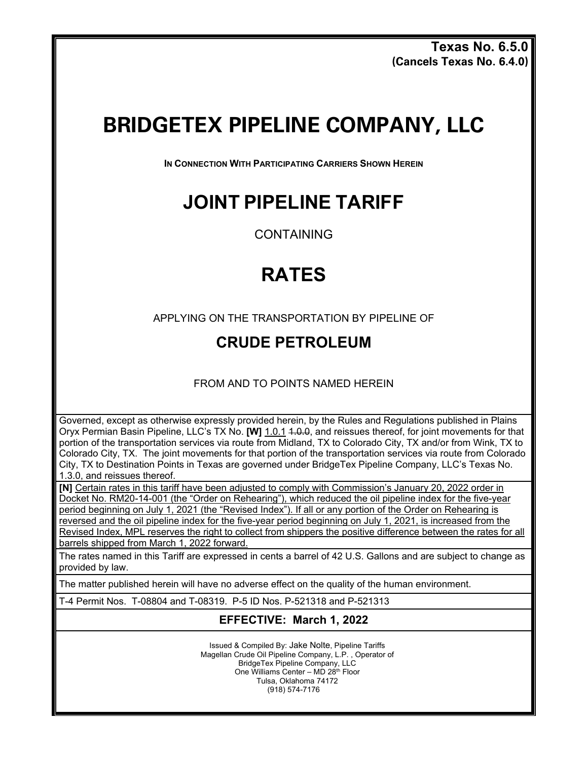**Texas No. 6.5.0**
**(Cancels Texas No. 6.4.0)**

# BRIDGETEX PIPELINE COMPANY, LLC

**IN CONNECTION WITH PARTICIPATING CARRIERS SHOWN HEREIN**

# JOINT PIPELINE TARIFF

CONTAINING

# RATES

APPLYING ON THE TRANSPORTATION BY PIPELINE OF

## CRUDE PETROLEUM

FROM AND TO POINTS NAMED HEREIN

Governed, except as otherwise expressly provided herein, by the Rules and Regulations published in Plains Oryx Permian Basin Pipeline, LLC's TX No. **[W]** 1.0.1 ~~1.0.0~~, and reissues thereof, for joint movements for that portion of the transportation services via route from Midland, TX to Colorado City, TX and/or from Wink, TX to Colorado City, TX. The joint movements for that portion of the transportation services via route from Colorado City, TX to Destination Points in Texas are governed under BridgeTex Pipeline Company, LLC's Texas No. 1.3.0, and reissues thereof.

**[N]** Certain rates in this tariff have been adjusted to comply with Commission's January 20, 2022 order in Docket No. RM20-14-001 (the "Order on Rehearing"), which reduced the oil pipeline index for the five-year period beginning on July 1, 2021 (the "Revised Index"). If all or any portion of the Order on Rehearing is reversed and the oil pipeline index for the five-year period beginning on July 1, 2021, is increased from the Revised Index, MPL reserves the right to collect from shippers the positive difference between the rates for all barrels shipped from March 1, 2022 forward.

The rates named in this Tariff are expressed in cents a barrel of 42 U.S. Gallons and are subject to change as provided by law.

The matter published herein will have no adverse effect on the quality of the human environment.

T-4 Permit Nos. T-08804 and T-08319. P-5 ID Nos. P-521318 and P-521313

**EFFECTIVE: March 1, 2022**

Issued & Compiled By: Jake Nolte, Pipeline Tariffs
Magellan Crude Oil Pipeline Company, L.P. , Operator of
BridgeTex Pipeline Company, LLC
One Williams Center – MD 28th Floor
Tulsa, Oklahoma 74172
(918) 574-7176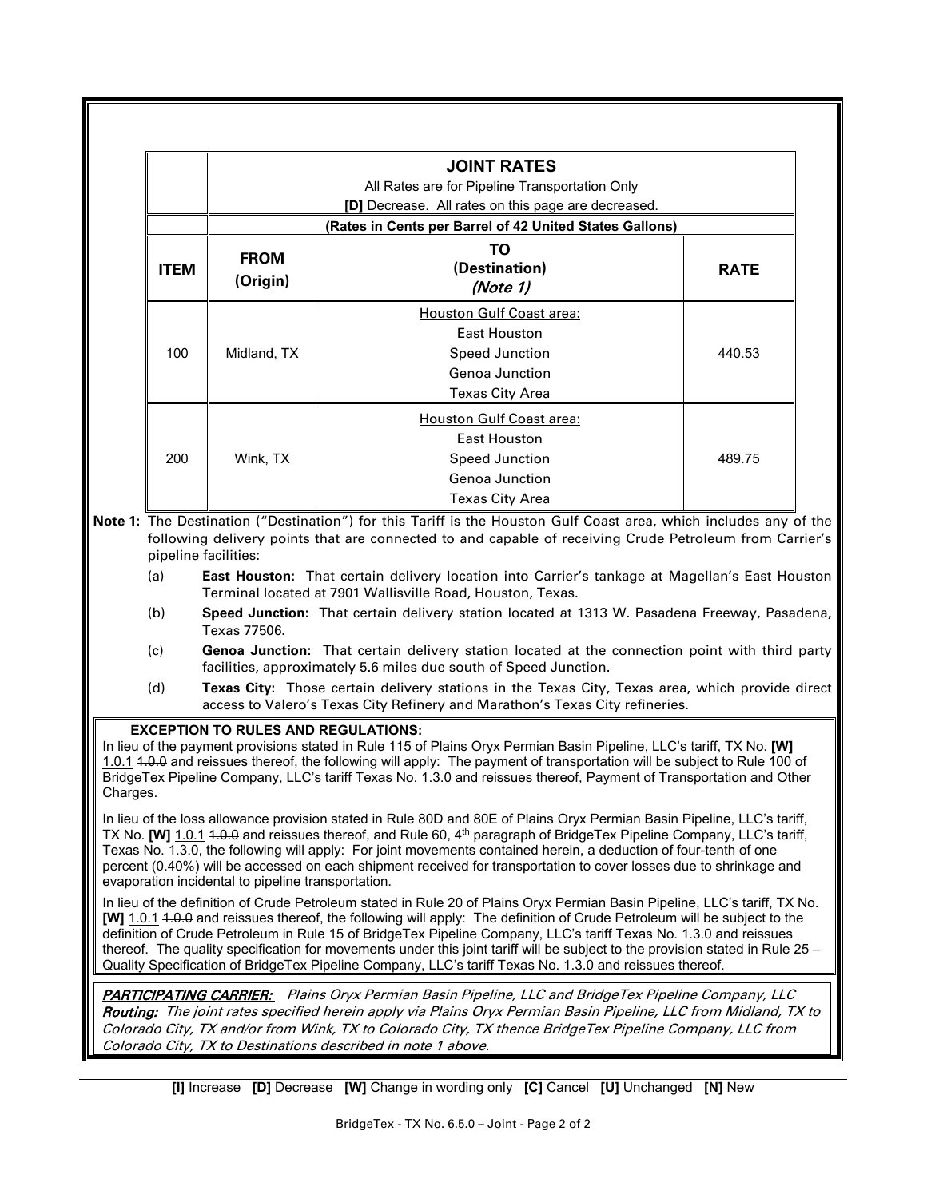| | JOINT RATES<br>All Rates are for Pipeline Transportation Only<br>**[D]** Decrease. All rates on this page are decreased. | | |
|---|---|---|---|
| | **(Rates in Cents per Barrel of 42 United States Gallons)** | | |
| **ITEM** | **FROM (Origin)** | **TO (Destination)** ***(Note 1)*** | **RATE** |
| 100 | Midland, TX | Houston Gulf Coast area:<br>East Houston<br>Speed Junction<br>Genoa Junction<br>Texas City Area | 440.53 |
| 200 | Wink, TX | Houston Gulf Coast area:<br>East Houston<br>Speed Junction<br>Genoa Junction<br>Texas City Area | 489.75 |

**Note 1:** The Destination ("Destination") for this Tariff is the Houston Gulf Coast area, which includes any of the following delivery points that are connected to and capable of receiving Crude Petroleum from Carrier's pipeline facilities:

(a) **East Houston:** That certain delivery location into Carrier's tankage at Magellan's East Houston Terminal located at 7901 Wallisville Road, Houston, Texas.

(b) **Speed Junction:** That certain delivery station located at 1313 W. Pasadena Freeway, Pasadena, Texas 77506.

(c) **Genoa Junction:** That certain delivery station located at the connection point with third party facilities, approximately 5.6 miles due south of Speed Junction.

(d) **Texas City:** Those certain delivery stations in the Texas City, Texas area, which provide direct access to Valero's Texas City Refinery and Marathon's Texas City refineries.

**EXCEPTION TO RULES AND REGULATIONS:**

In lieu of the payment provisions stated in Rule 115 of Plains Oryx Permian Basin Pipeline, LLC's tariff, TX No. **[W]** 1.0.1 ~~1.0.0~~ and reissues thereof, the following will apply: The payment of transportation will be subject to Rule 100 of BridgeTex Pipeline Company, LLC's tariff Texas No. 1.3.0 and reissues thereof, Payment of Transportation and Other Charges.

In lieu of the loss allowance provision stated in Rule 80D and 80E of Plains Oryx Permian Basin Pipeline, LLC's tariff, TX No. **[W]** 1.0.1 ~~1.0.0~~ and reissues thereof, and Rule 60, 4th paragraph of BridgeTex Pipeline Company, LLC's tariff, Texas No. 1.3.0, the following will apply: For joint movements contained herein, a deduction of four-tenth of one percent (0.40%) will be accessed on each shipment received for transportation to cover losses due to shrinkage and evaporation incidental to pipeline transportation.

In lieu of the definition of Crude Petroleum stated in Rule 20 of Plains Oryx Permian Basin Pipeline, LLC's tariff, TX No. **[W]** 1.0.1 ~~1.0.0~~ and reissues thereof, the following will apply: The definition of Crude Petroleum will be subject to the definition of Crude Petroleum in Rule 15 of BridgeTex Pipeline Company, LLC's tariff Texas No. 1.3.0 and reissues thereof. The quality specification for movements under this joint tariff will be subject to the provision stated in Rule 25 – Quality Specification of BridgeTex Pipeline Company, LLC's tariff Texas No. 1.3.0 and reissues thereof.

***PARTICIPATING CARRIER:*** *Plains Oryx Permian Basin Pipeline, LLC and BridgeTex Pipeline Company, LLC*
***Routing:*** *The joint rates specified herein apply via Plains Oryx Permian Basin Pipeline, LLC from Midland, TX to Colorado City, TX and/or from Wink, TX to Colorado City, TX thence BridgeTex Pipeline Company, LLC from Colorado City, TX to Destinations described in note 1 above.*

**[I]** Increase **[D]** Decrease **[W]** Change in wording only **[C]** Cancel **[U]** Unchanged **[N]** New